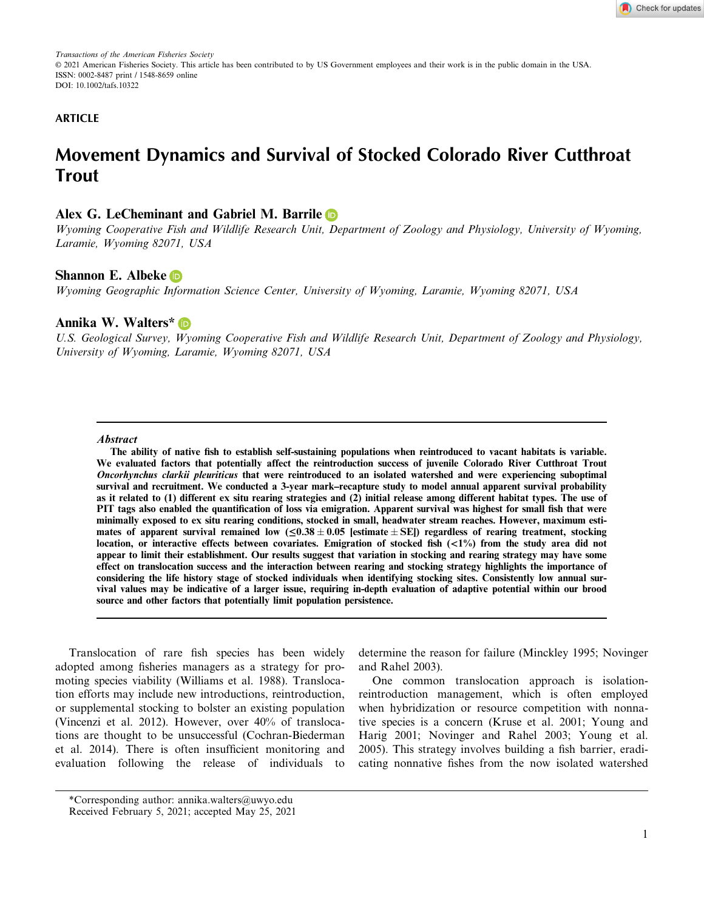Transactions of the American Fisheries Society
© 2021 American Fisheries Society. This article has been contributed to by US Government employees and their work is in the public domain in the USA.
ISSN: 0002-8487 print / 1548-8659 online
DOI: 10.1002/tafs.10322

ARTICLE

# Movement Dynamics and Survival of Stocked Colorado River Cutthroat Trout

**Alex G. LeCheminant and Gabriel M. Barrile**
*Wyoming Cooperative Fish and Wildlife Research Unit, Department of Zoology and Physiology, University of Wyoming, Laramie, Wyoming 82071, USA*

**Shannon E. Albeke**
*Wyoming Geographic Information Science Center, University of Wyoming, Laramie, Wyoming 82071, USA*

**Annika W. Walters***
*U.S. Geological Survey, Wyoming Cooperative Fish and Wildlife Research Unit, Department of Zoology and Physiology, University of Wyoming, Laramie, Wyoming 82071, USA*

### Abstract

**The ability of native fish to establish self-sustaining populations when reintroduced to vacant habitats is variable. We evaluated factors that potentially affect the reintroduction success of juvenile Colorado River Cutthroat Trout *Oncorhynchus clarkii pleuriticus* that were reintroduced to an isolated watershed and were experiencing suboptimal survival and recruitment. We conducted a 3-year mark–recapture study to model annual apparent survival probability as it related to (1) different ex situ rearing strategies and (2) initial release among different habitat types. The use of PIT tags also enabled the quantification of loss via emigration. Apparent survival was highest for small fish that were minimally exposed to ex situ rearing conditions, stocked in small, headwater stream reaches. However, maximum estimates of apparent survival remained low (≤0.38 ± 0.05 [estimate ± SE]) regardless of rearing treatment, stocking location, or interactive effects between covariates. Emigration of stocked fish (<1%) from the study area did not appear to limit their establishment. Our results suggest that variation in stocking and rearing strategy may have some effect on translocation success and the interaction between rearing and stocking strategy highlights the importance of considering the life history stage of stocked individuals when identifying stocking sites. Consistently low annual survival values may be indicative of a larger issue, requiring in-depth evaluation of adaptive potential within our brood source and other factors that potentially limit population persistence.**

Translocation of rare fish species has been widely adopted among fisheries managers as a strategy for promoting species viability (Williams et al. 1988). Translocation efforts may include new introductions, reintroduction, or supplemental stocking to bolster an existing population (Vincenzi et al. 2012). However, over 40% of translocations are thought to be unsuccessful (Cochran-Biederman et al. 2014). There is often insufficient monitoring and evaluation following the release of individuals to determine the reason for failure (Minckley 1995; Novinger and Rahel 2003).

One common translocation approach is isolation-reintroduction management, which is often employed when hybridization or resource competition with nonnative species is a concern (Kruse et al. 2001; Young and Harig 2001; Novinger and Rahel 2003; Young et al. 2005). This strategy involves building a fish barrier, eradicating nonnative fishes from the now isolated watershed

*Corresponding author: annika.walters@uwyo.edu
Received February 5, 2021; accepted May 25, 2021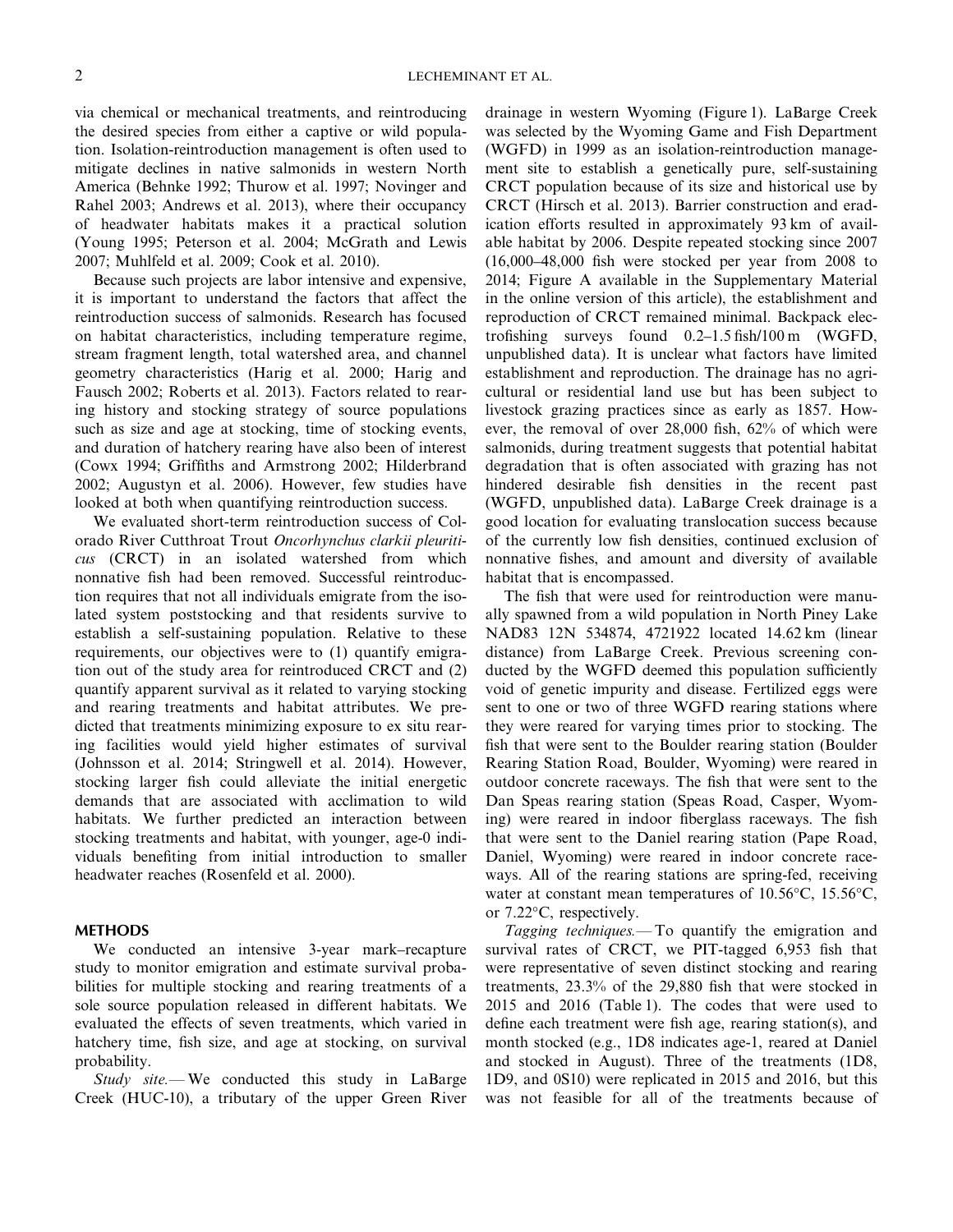via chemical or mechanical treatments, and reintroducing the desired species from either a captive or wild population. Isolation-reintroduction management is often used to mitigate declines in native salmonids in western North America (Behnke 1992; Thurow et al. 1997; Novinger and Rahel 2003; Andrews et al. 2013), where their occupancy of headwater habitats makes it a practical solution (Young 1995; Peterson et al. 2004; McGrath and Lewis 2007; Muhlfeld et al. 2009; Cook et al. 2010).

Because such projects are labor intensive and expensive, it is important to understand the factors that affect the reintroduction success of salmonids. Research has focused on habitat characteristics, including temperature regime, stream fragment length, total watershed area, and channel geometry characteristics (Harig et al. 2000; Harig and Fausch 2002; Roberts et al. 2013). Factors related to rearing history and stocking strategy of source populations such as size and age at stocking, time of stocking events, and duration of hatchery rearing have also been of interest (Cowx 1994; Griffiths and Armstrong 2002; Hilderbrand 2002; Augustyn et al. 2006). However, few studies have looked at both when quantifying reintroduction success.

We evaluated short-term reintroduction success of Colorado River Cutthroat Trout *Oncorhynchus clarkii pleuriticus* (CRCT) in an isolated watershed from which nonnative fish had been removed. Successful reintroduction requires that not all individuals emigrate from the isolated system poststocking and that residents survive to establish a self-sustaining population. Relative to these requirements, our objectives were to (1) quantify emigration out of the study area for reintroduced CRCT and (2) quantify apparent survival as it related to varying stocking and rearing treatments and habitat attributes. We predicted that treatments minimizing exposure to ex situ rearing facilities would yield higher estimates of survival (Johnsson et al. 2014; Stringwell et al. 2014). However, stocking larger fish could alleviate the initial energetic demands that are associated with acclimation to wild habitats. We further predicted an interaction between stocking treatments and habitat, with younger, age-0 individuals benefiting from initial introduction to smaller headwater reaches (Rosenfeld et al. 2000).

## METHODS

We conducted an intensive 3-year mark–recapture study to monitor emigration and estimate survival probabilities for multiple stocking and rearing treatments of a sole source population released in different habitats. We evaluated the effects of seven treatments, which varied in hatchery time, fish size, and age at stocking, on survival probability.

*Study site.*— We conducted this study in LaBarge Creek (HUC-10), a tributary of the upper Green River drainage in western Wyoming (Figure 1). LaBarge Creek was selected by the Wyoming Game and Fish Department (WGFD) in 1999 as an isolation-reintroduction management site to establish a genetically pure, self-sustaining CRCT population because of its size and historical use by CRCT (Hirsch et al. 2013). Barrier construction and eradication efforts resulted in approximately 93 km of available habitat by 2006. Despite repeated stocking since 2007 (16,000–48,000 fish were stocked per year from 2008 to 2014; Figure A available in the Supplementary Material in the online version of this article), the establishment and reproduction of CRCT remained minimal. Backpack electrofishing surveys found 0.2–1.5 fish/100 m (WGFD, unpublished data). It is unclear what factors have limited establishment and reproduction. The drainage has no agricultural or residential land use but has been subject to livestock grazing practices since as early as 1857. However, the removal of over 28,000 fish, 62% of which were salmonids, during treatment suggests that potential habitat degradation that is often associated with grazing has not hindered desirable fish densities in the recent past (WGFD, unpublished data). LaBarge Creek drainage is a good location for evaluating translocation success because of the currently low fish densities, continued exclusion of nonnative fishes, and amount and diversity of available habitat that is encompassed.

The fish that were used for reintroduction were manually spawned from a wild population in North Piney Lake NAD83 12N 534874, 4721922 located 14.62 km (linear distance) from LaBarge Creek. Previous screening conducted by the WGFD deemed this population sufficiently void of genetic impurity and disease. Fertilized eggs were sent to one or two of three WGFD rearing stations where they were reared for varying times prior to stocking. The fish that were sent to the Boulder rearing station (Boulder Rearing Station Road, Boulder, Wyoming) were reared in outdoor concrete raceways. The fish that were sent to the Dan Speas rearing station (Speas Road, Casper, Wyoming) were reared in indoor fiberglass raceways. The fish that were sent to the Daniel rearing station (Pape Road, Daniel, Wyoming) were reared in indoor concrete raceways. All of the rearing stations are spring-fed, receiving water at constant mean temperatures of 10.56°C, 15.56°C, or 7.22°C, respectively.

*Tagging techniques.*— To quantify the emigration and survival rates of CRCT, we PIT-tagged 6,953 fish that were representative of seven distinct stocking and rearing treatments, 23.3% of the 29,880 fish that were stocked in 2015 and 2016 (Table 1). The codes that were used to define each treatment were fish age, rearing station(s), and month stocked (e.g., 1D8 indicates age-1, reared at Daniel and stocked in August). Three of the treatments (1D8, 1D9, and 0S10) were replicated in 2015 and 2016, but this was not feasible for all of the treatments because of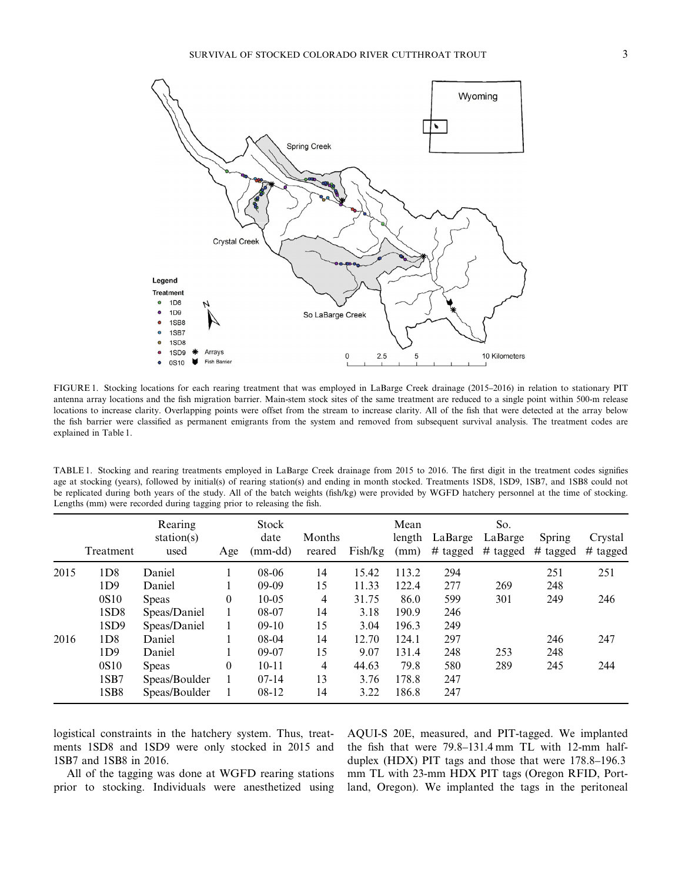FIGURE 1. Stocking locations for each rearing treatment that was employed in LaBarge Creek drainage (2015–2016) in relation to stationary PIT antenna array locations and the fish migration barrier. Main-stem stock sites of the same treatment are reduced to a single point within 500-m release locations to increase clarity. Overlapping points were offset from the stream to increase clarity. All of the fish that were detected at the array below the fish barrier were classified as permanent emigrants from the system and removed from subsequent survival analysis. The treatment codes are explained in Table 1.

TABLE 1. Stocking and rearing treatments employed in LaBarge Creek drainage from 2015 to 2016. The first digit in the treatment codes signifies age at stocking (years), followed by initial(s) of rearing station(s) and ending in month stocked. Treatments 1SD8, 1SD9, 1SB7, and 1SB8 could not be replicated during both years of the study. All of the batch weights (fish/kg) were provided by WGFD hatchery personnel at the time of stocking. Lengths (mm) were recorded during tagging prior to releasing the fish.

| | Treatment | Rearing station(s) used | Age | Stock date (mm-dd) | Months reared | Fish/kg | Mean length (mm) | LaBarge # tagged | So. LaBarge # tagged | Spring # tagged | Crystal # tagged |
|---|---|---|---|---|---|---|---|---|---|---|---|
| 2015 | 1D8 | Daniel | 1 | 08-06 | 14 | 15.42 | 113.2 | 294 | | 251 | 251 |
| | 1D9 | Daniel | 1 | 09-09 | 15 | 11.33 | 122.4 | 277 | 269 | 248 | |
| | 0S10 | Speas | 0 | 10-05 | 4 | 31.75 | 86.0 | 599 | 301 | 249 | 246 |
| | 1SD8 | Speas/Daniel | 1 | 08-07 | 14 | 3.18 | 190.9 | 246 | | | |
| | 1SD9 | Speas/Daniel | 1 | 09-10 | 15 | 3.04 | 196.3 | 249 | | | |
| 2016 | 1D8 | Daniel | 1 | 08-04 | 14 | 12.70 | 124.1 | 297 | | 246 | 247 |
| | 1D9 | Daniel | 1 | 09-07 | 15 | 9.07 | 131.4 | 248 | 253 | 248 | |
| | 0S10 | Speas | 0 | 10-11 | 4 | 44.63 | 79.8 | 580 | 289 | 245 | 244 |
| | 1SB7 | Speas/Boulder | 1 | 07-14 | 13 | 3.76 | 178.8 | 247 | | | |
| | 1SB8 | Speas/Boulder | 1 | 08-12 | 14 | 3.22 | 186.8 | 247 | | | |

logistical constraints in the hatchery system. Thus, treatments 1SD8 and 1SD9 were only stocked in 2015 and 1SB7 and 1SB8 in 2016.

All of the tagging was done at WGFD rearing stations prior to stocking. Individuals were anesthetized using AQUI-S 20E, measured, and PIT-tagged. We implanted the fish that were 79.8–131.4 mm TL with 12-mm half-duplex (HDX) PIT tags and those that were 178.8–196.3 mm TL with 23-mm HDX PIT tags (Oregon RFID, Portland, Oregon). We implanted the tags in the peritoneal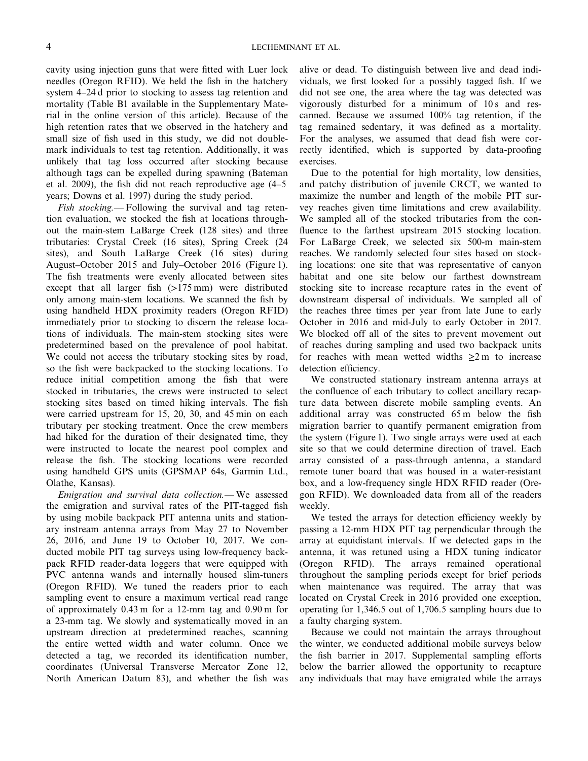cavity using injection guns that were fitted with Luer lock needles (Oregon RFID). We held the fish in the hatchery system 4–24 d prior to stocking to assess tag retention and mortality (Table B1 available in the Supplementary Material in the online version of this article). Because of the high retention rates that we observed in the hatchery and small size of fish used in this study, we did not double-mark individuals to test tag retention. Additionally, it was unlikely that tag loss occurred after stocking because although tags can be expelled during spawning (Bateman et al. 2009), the fish did not reach reproductive age (4–5 years; Downs et al. 1997) during the study period.

*Fish stocking.*— Following the survival and tag retention evaluation, we stocked the fish at locations throughout the main-stem LaBarge Creek (128 sites) and three tributaries: Crystal Creek (16 sites), Spring Creek (24 sites), and South LaBarge Creek (16 sites) during August–October 2015 and July–October 2016 (Figure 1). The fish treatments were evenly allocated between sites except that all larger fish (>175 mm) were distributed only among main-stem locations. We scanned the fish by using handheld HDX proximity readers (Oregon RFID) immediately prior to stocking to discern the release locations of individuals. The main-stem stocking sites were predetermined based on the prevalence of pool habitat. We could not access the tributary stocking sites by road, so the fish were backpacked to the stocking locations. To reduce initial competition among the fish that were stocked in tributaries, the crews were instructed to select stocking sites based on timed hiking intervals. The fish were carried upstream for 15, 20, 30, and 45 min on each tributary per stocking treatment. Once the crew members had hiked for the duration of their designated time, they were instructed to locate the nearest pool complex and release the fish. The stocking locations were recorded using handheld GPS units (GPSMAP 64s, Garmin Ltd., Olathe, Kansas).

*Emigration and survival data collection.*— We assessed the emigration and survival rates of the PIT-tagged fish by using mobile backpack PIT antenna units and stationary instream antenna arrays from May 27 to November 26, 2016, and June 19 to October 10, 2017. We conducted mobile PIT tag surveys using low-frequency backpack RFID reader-data loggers that were equipped with PVC antenna wands and internally housed slim-tuners (Oregon RFID). We tuned the readers prior to each sampling event to ensure a maximum vertical read range of approximately 0.43 m for a 12-mm tag and 0.90 m for a 23-mm tag. We slowly and systematically moved in an upstream direction at predetermined reaches, scanning the entire wetted width and water column. Once we detected a tag, we recorded its identification number, coordinates (Universal Transverse Mercator Zone 12, North American Datum 83), and whether the fish was alive or dead. To distinguish between live and dead individuals, we first looked for a possibly tagged fish. If we did not see one, the area where the tag was detected was vigorously disturbed for a minimum of 10 s and rescanned. Because we assumed 100% tag retention, if the tag remained sedentary, it was defined as a mortality. For the analyses, we assumed that dead fish were correctly identified, which is supported by data-proofing exercises.

Due to the potential for high mortality, low densities, and patchy distribution of juvenile CRCT, we wanted to maximize the number and length of the mobile PIT survey reaches given time limitations and crew availability. We sampled all of the stocked tributaries from the confluence to the farthest upstream 2015 stocking location. For LaBarge Creek, we selected six 500-m main-stem reaches. We randomly selected four sites based on stocking locations: one site that was representative of canyon habitat and one site below our farthest downstream stocking site to increase recapture rates in the event of downstream dispersal of individuals. We sampled all of the reaches three times per year from late June to early October in 2016 and mid-July to early October in 2017. We blocked off all of the sites to prevent movement out of reaches during sampling and used two backpack units for reaches with mean wetted widths ≥2 m to increase detection efficiency.

We constructed stationary instream antenna arrays at the confluence of each tributary to collect ancillary recapture data between discrete mobile sampling events. An additional array was constructed 65 m below the fish migration barrier to quantify permanent emigration from the system (Figure 1). Two single arrays were used at each site so that we could determine direction of travel. Each array consisted of a pass-through antenna, a standard remote tuner board that was housed in a water-resistant box, and a low-frequency single HDX RFID reader (Oregon RFID). We downloaded data from all of the readers weekly.

We tested the arrays for detection efficiency weekly by passing a 12-mm HDX PIT tag perpendicular through the array at equidistant intervals. If we detected gaps in the antenna, it was retuned using a HDX tuning indicator (Oregon RFID). The arrays remained operational throughout the sampling periods except for brief periods when maintenance was required. The array that was located on Crystal Creek in 2016 provided one exception, operating for 1,346.5 out of 1,706.5 sampling hours due to a faulty charging system.

Because we could not maintain the arrays throughout the winter, we conducted additional mobile surveys below the fish barrier in 2017. Supplemental sampling efforts below the barrier allowed the opportunity to recapture any individuals that may have emigrated while the arrays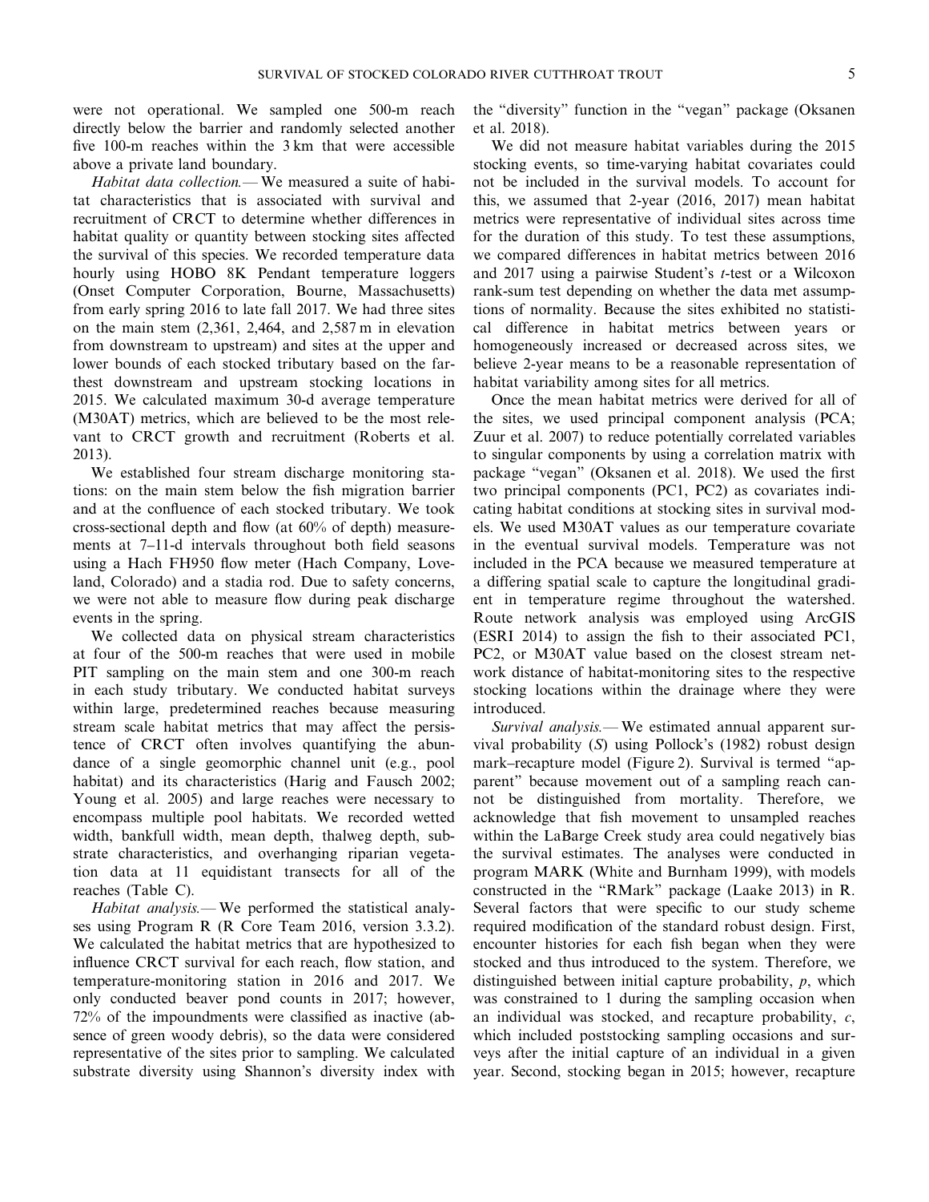were not operational. We sampled one 500-m reach directly below the barrier and randomly selected another five 100-m reaches within the 3 km that were accessible above a private land boundary.

*Habitat data collection.*— We measured a suite of habitat characteristics that is associated with survival and recruitment of CRCT to determine whether differences in habitat quality or quantity between stocking sites affected the survival of this species. We recorded temperature data hourly using HOBO 8K Pendant temperature loggers (Onset Computer Corporation, Bourne, Massachusetts) from early spring 2016 to late fall 2017. We had three sites on the main stem (2,361, 2,464, and 2,587 m in elevation from downstream to upstream) and sites at the upper and lower bounds of each stocked tributary based on the farthest downstream and upstream stocking locations in 2015. We calculated maximum 30-d average temperature (M30AT) metrics, which are believed to be the most relevant to CRCT growth and recruitment (Roberts et al. 2013).

We established four stream discharge monitoring stations: on the main stem below the fish migration barrier and at the confluence of each stocked tributary. We took cross-sectional depth and flow (at 60% of depth) measurements at 7–11-d intervals throughout both field seasons using a Hach FH950 flow meter (Hach Company, Loveland, Colorado) and a stadia rod. Due to safety concerns, we were not able to measure flow during peak discharge events in the spring.

We collected data on physical stream characteristics at four of the 500-m reaches that were used in mobile PIT sampling on the main stem and one 300-m reach in each study tributary. We conducted habitat surveys within large, predetermined reaches because measuring stream scale habitat metrics that may affect the persistence of CRCT often involves quantifying the abundance of a single geomorphic channel unit (e.g., pool habitat) and its characteristics (Harig and Fausch 2002; Young et al. 2005) and large reaches were necessary to encompass multiple pool habitats. We recorded wetted width, bankfull width, mean depth, thalweg depth, substrate characteristics, and overhanging riparian vegetation data at 11 equidistant transects for all of the reaches (Table C).

*Habitat analysis.*— We performed the statistical analyses using Program R (R Core Team 2016, version 3.3.2). We calculated the habitat metrics that are hypothesized to influence CRCT survival for each reach, flow station, and temperature-monitoring station in 2016 and 2017. We only conducted beaver pond counts in 2017; however, 72% of the impoundments were classified as inactive (absence of green woody debris), so the data were considered representative of the sites prior to sampling. We calculated substrate diversity using Shannon's diversity index with the "diversity" function in the "vegan" package (Oksanen et al. 2018).

We did not measure habitat variables during the 2015 stocking events, so time-varying habitat covariates could not be included in the survival models. To account for this, we assumed that 2-year (2016, 2017) mean habitat metrics were representative of individual sites across time for the duration of this study. To test these assumptions, we compared differences in habitat metrics between 2016 and 2017 using a pairwise Student's *t*-test or a Wilcoxon rank-sum test depending on whether the data met assumptions of normality. Because the sites exhibited no statistical difference in habitat metrics between years or homogeneously increased or decreased across sites, we believe 2-year means to be a reasonable representation of habitat variability among sites for all metrics.

Once the mean habitat metrics were derived for all of the sites, we used principal component analysis (PCA; Zuur et al. 2007) to reduce potentially correlated variables to singular components by using a correlation matrix with package "vegan" (Oksanen et al. 2018). We used the first two principal components (PC1, PC2) as covariates indicating habitat conditions at stocking sites in survival models. We used M30AT values as our temperature covariate in the eventual survival models. Temperature was not included in the PCA because we measured temperature at a differing spatial scale to capture the longitudinal gradient in temperature regime throughout the watershed. Route network analysis was employed using ArcGIS (ESRI 2014) to assign the fish to their associated PC1, PC2, or M30AT value based on the closest stream network distance of habitat-monitoring sites to the respective stocking locations within the drainage where they were introduced.

*Survival analysis.*— We estimated annual apparent survival probability ($S$) using Pollock's (1982) robust design mark–recapture model (Figure 2). Survival is termed "apparent" because movement out of a sampling reach cannot be distinguished from mortality. Therefore, we acknowledge that fish movement to unsampled reaches within the LaBarge Creek study area could negatively bias the survival estimates. The analyses were conducted in program MARK (White and Burnham 1999), with models constructed in the "RMark" package (Laake 2013) in R. Several factors that were specific to our study scheme required modification of the standard robust design. First, encounter histories for each fish began when they were stocked and thus introduced to the system. Therefore, we distinguished between initial capture probability, $p$, which was constrained to 1 during the sampling occasion when an individual was stocked, and recapture probability, $c$, which included poststocking sampling occasions and surveys after the initial capture of an individual in a given year. Second, stocking began in 2015; however, recapture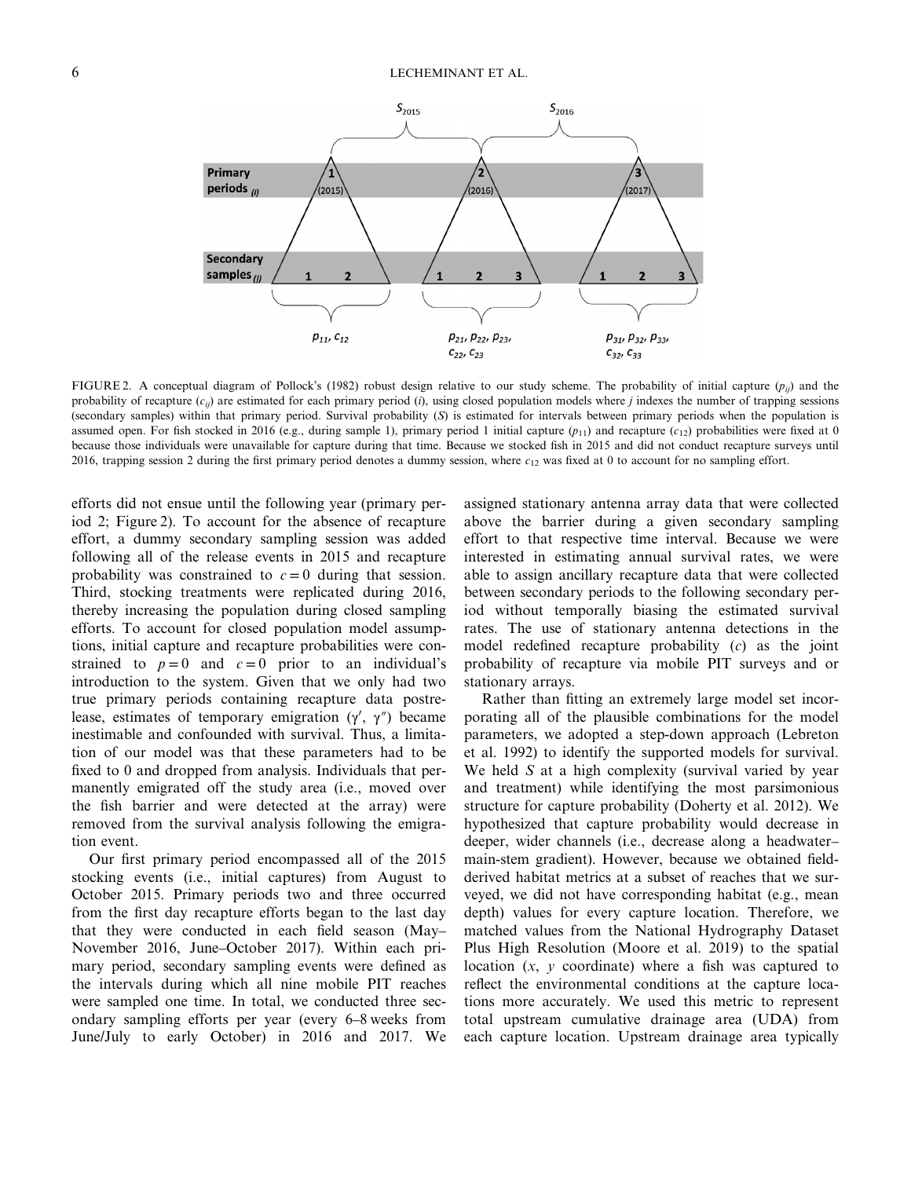FIGURE 2. A conceptual diagram of Pollock's (1982) robust design relative to our study scheme. The probability of initial capture ($p_{ij}$) and the probability of recapture ($c_{ij}$) are estimated for each primary period ($i$), using closed population models where $j$ indexes the number of trapping sessions (secondary samples) within that primary period. Survival probability ($S$) is estimated for intervals between primary periods when the population is assumed open. For fish stocked in 2016 (e.g., during sample 1), primary period 1 initial capture ($p_{11}$) and recapture ($c_{12}$) probabilities were fixed at 0 because those individuals were unavailable for capture during that time. Because we stocked fish in 2015 and did not conduct recapture surveys until 2016, trapping session 2 during the first primary period denotes a dummy session, where $c_{12}$ was fixed at 0 to account for no sampling effort.

efforts did not ensue until the following year (primary period 2; Figure 2). To account for the absence of recapture effort, a dummy secondary sampling session was added following all of the release events in 2015 and recapture probability was constrained to $c = 0$ during that session. Third, stocking treatments were replicated during 2016, thereby increasing the population during closed sampling efforts. To account for closed population model assumptions, initial capture and recapture probabilities were constrained to $p = 0$ and $c = 0$ prior to an individual's introduction to the system. Given that we only had two true primary periods containing recapture data postrelease, estimates of temporary emigration ($\gamma'$, $\gamma''$) became inestimable and confounded with survival. Thus, a limitation of our model was that these parameters had to be fixed to 0 and dropped from analysis. Individuals that permanently emigrated off the study area (i.e., moved over the fish barrier and were detected at the array) were removed from the survival analysis following the emigration event.

Our first primary period encompassed all of the 2015 stocking events (i.e., initial captures) from August to October 2015. Primary periods two and three occurred from the first day recapture efforts began to the last day that they were conducted in each field season (May–November 2016, June–October 2017). Within each primary period, secondary sampling events were defined as the intervals during which all nine mobile PIT reaches were sampled one time. In total, we conducted three secondary sampling efforts per year (every 6–8 weeks from June/July to early October) in 2016 and 2017. We assigned stationary antenna array data that were collected above the barrier during a given secondary sampling effort to that respective time interval. Because we were interested in estimating annual survival rates, we were able to assign ancillary recapture data that were collected between secondary periods to the following secondary period without temporally biasing the estimated survival rates. The use of stationary antenna detections in the model redefined recapture probability ($c$) as the joint probability of recapture via mobile PIT surveys and or stationary arrays.

Rather than fitting an extremely large model set incorporating all of the plausible combinations for the model parameters, we adopted a step-down approach (Lebreton et al. 1992) to identify the supported models for survival. We held $S$ at a high complexity (survival varied by year and treatment) while identifying the most parsimonious structure for capture probability (Doherty et al. 2012). We hypothesized that capture probability would decrease in deeper, wider channels (i.e., decrease along a headwater–main-stem gradient). However, because we obtained field-derived habitat metrics at a subset of reaches that we surveyed, we did not have corresponding habitat (e.g., mean depth) values for every capture location. Therefore, we matched values from the National Hydrography Dataset Plus High Resolution (Moore et al. 2019) to the spatial location ($x$, $y$ coordinate) where a fish was captured to reflect the environmental conditions at the capture locations more accurately. We used this metric to represent total upstream cumulative drainage area (UDA) from each capture location. Upstream drainage area typically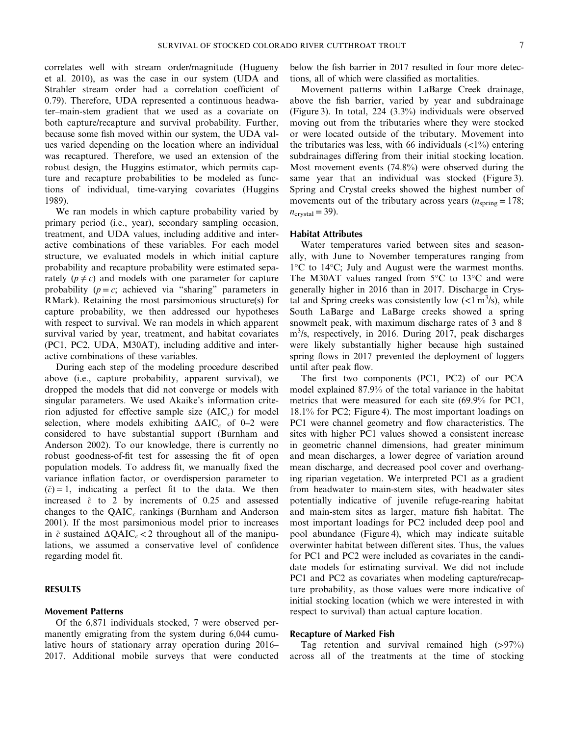correlates well with stream order/magnitude (Hugueny et al. 2010), as was the case in our system (UDA and Strahler stream order had a correlation coefficient of 0.79). Therefore, UDA represented a continuous headwater–main-stem gradient that we used as a covariate on both capture/recapture and survival probability. Further, because some fish moved within our system, the UDA values varied depending on the location where an individual was recaptured. Therefore, we used an extension of the robust design, the Huggins estimator, which permits capture and recapture probabilities to be modeled as functions of individual, time-varying covariates (Huggins 1989).

We ran models in which capture probability varied by primary period (i.e., year), secondary sampling occasion, treatment, and UDA values, including additive and interactive combinations of these variables. For each model structure, we evaluated models in which initial capture probability and recapture probability were estimated separately ($p \neq c$) and models with one parameter for capture probability ($p = c$; achieved via "sharing" parameters in RMark). Retaining the most parsimonious structure(s) for capture probability, we then addressed our hypotheses with respect to survival. We ran models in which apparent survival varied by year, treatment, and habitat covariates (PC1, PC2, UDA, M30AT), including additive and interactive combinations of these variables.

During each step of the modeling procedure described above (i.e., capture probability, apparent survival), we dropped the models that did not converge or models with singular parameters. We used Akaike's information criterion adjusted for effective sample size ($AIC_c$) for model selection, where models exhibiting $\Delta AIC_c$ of 0–2 were considered to have substantial support (Burnham and Anderson 2002). To our knowledge, there is currently no robust goodness-of-fit test for assessing the fit of open population models. To address fit, we manually fixed the variance inflation factor, or overdispersion parameter to $(\hat{c}) = 1$, indicating a perfect fit to the data. We then increased $\hat{c}$ to 2 by increments of 0.25 and assessed changes to the $QAIC_c$ rankings (Burnham and Anderson 2001). If the most parsimonious model prior to increases in $\hat{c}$ sustained $\Delta QAIC_c < 2$ throughout all of the manipulations, we assumed a conservative level of confidence regarding model fit.

## RESULTS

### Movement Patterns

Of the 6,871 individuals stocked, 7 were observed permanently emigrating from the system during 6,044 cumulative hours of stationary array operation during 2016–2017. Additional mobile surveys that were conducted below the fish barrier in 2017 resulted in four more detections, all of which were classified as mortalities.

Movement patterns within LaBarge Creek drainage, above the fish barrier, varied by year and subdrainage (Figure 3). In total, 224 (3.3%) individuals were observed moving out from the tributaries where they were stocked or were located outside of the tributary. Movement into the tributaries was less, with 66 individuals (<1%) entering subdrainages differing from their initial stocking location. Most movement events (74.8%) were observed during the same year that an individual was stocked (Figure 3). Spring and Crystal creeks showed the highest number of movements out of the tributary across years ($n_{\text{spring}} = 178$; $n_{\text{crystal}} = 39$).

### Habitat Attributes

Water temperatures varied between sites and seasonally, with June to November temperatures ranging from 1°C to 14°C; July and August were the warmest months. The M30AT values ranged from 5°C to 13°C and were generally higher in 2016 than in 2017. Discharge in Crystal and Spring creeks was consistently low (<1 $m^3$/s), while South LaBarge and LaBarge creeks showed a spring snowmelt peak, with maximum discharge rates of 3 and 8 $m^3$/s, respectively, in 2016. During 2017, peak discharges were likely substantially higher because high sustained spring flows in 2017 prevented the deployment of loggers until after peak flow.

The first two components (PC1, PC2) of our PCA model explained 87.9% of the total variance in the habitat metrics that were measured for each site (69.9% for PC1, 18.1% for PC2; Figure 4). The most important loadings on PC1 were channel geometry and flow characteristics. The sites with higher PC1 values showed a consistent increase in geometric channel dimensions, had greater minimum and mean discharges, a lower degree of variation around mean discharge, and decreased pool cover and overhanging riparian vegetation. We interpreted PC1 as a gradient from headwater to main-stem sites, with headwater sites potentially indicative of juvenile refuge-rearing habitat and main-stem sites as larger, mature fish habitat. The most important loadings for PC2 included deep pool and pool abundance (Figure 4), which may indicate suitable overwinter habitat between different sites. Thus, the values for PC1 and PC2 were included as covariates in the candidate models for estimating survival. We did not include PC1 and PC2 as covariates when modeling capture/recapture probability, as those values were more indicative of initial stocking location (which we were interested in with respect to survival) than actual capture location.

### Recapture of Marked Fish

Tag retention and survival remained high (>97%) across all of the treatments at the time of stocking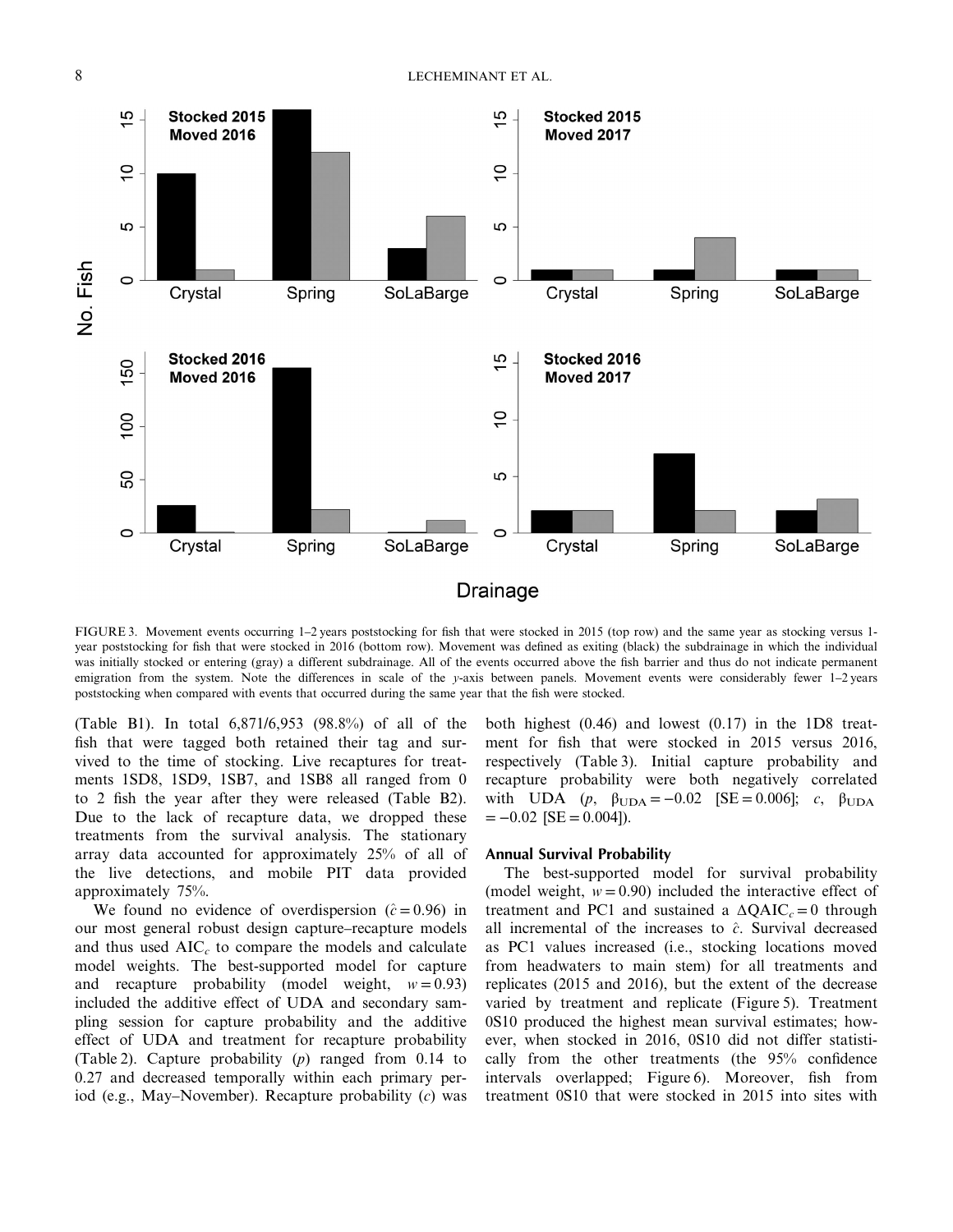FIGURE 3. Movement events occurring 1–2 years poststocking for fish that were stocked in 2015 (top row) and the same year as stocking versus 1-year poststocking for fish that were stocked in 2016 (bottom row). Movement was defined as exiting (black) the subdrainage in which the individual was initially stocked or entering (gray) a different subdrainage. All of the events occurred above the fish barrier and thus do not indicate permanent emigration from the system. Note the differences in scale of the y-axis between panels. Movement events were considerably fewer 1–2 years poststocking when compared with events that occurred during the same year that the fish were stocked.

(Table B1). In total 6,871/6,953 (98.8%) of all of the fish that were tagged both retained their tag and survived to the time of stocking. Live recaptures for treatments 1SD8, 1SD9, 1SB7, and 1SB8 all ranged from 0 to 2 fish the year after they were released (Table B2). Due to the lack of recapture data, we dropped these treatments from the survival analysis. The stationary array data accounted for approximately 25% of all of the live detections, and mobile PIT data provided approximately 75%.

We found no evidence of overdispersion ($\hat{c} = 0.96$) in our most general robust design capture–recapture models and thus used $AIC_c$ to compare the models and calculate model weights. The best-supported model for capture and recapture probability (model weight, $w = 0.93$) included the additive effect of UDA and secondary sampling session for capture probability and the additive effect of UDA and treatment for recapture probability (Table 2). Capture probability ($p$) ranged from 0.14 to 0.27 and decreased temporally within each primary period (e.g., May–November). Recapture probability ($c$) was both highest (0.46) and lowest (0.17) in the 1D8 treatment for fish that were stocked in 2015 versus 2016, respectively (Table 3). Initial capture probability and recapture probability were both negatively correlated with UDA ($p$, $\beta_{UDA} = -0.02$ [SE = 0.006]; $c$, $\beta_{UDA} = -0.02$ [SE = 0.004]).

### Annual Survival Probability

The best-supported model for survival probability (model weight, $w = 0.90$) included the interactive effect of treatment and PC1 and sustained a $\Delta QAIC_c = 0$ through all incremental of the increases to $\hat{c}$. Survival decreased as PC1 values increased (i.e., stocking locations moved from headwaters to main stem) for all treatments and replicates (2015 and 2016), but the extent of the decrease varied by treatment and replicate (Figure 5). Treatment 0S10 produced the highest mean survival estimates; however, when stocked in 2016, 0S10 did not differ statistically from the other treatments (the 95% confidence intervals overlapped; Figure 6). Moreover, fish from treatment 0S10 that were stocked in 2015 into sites with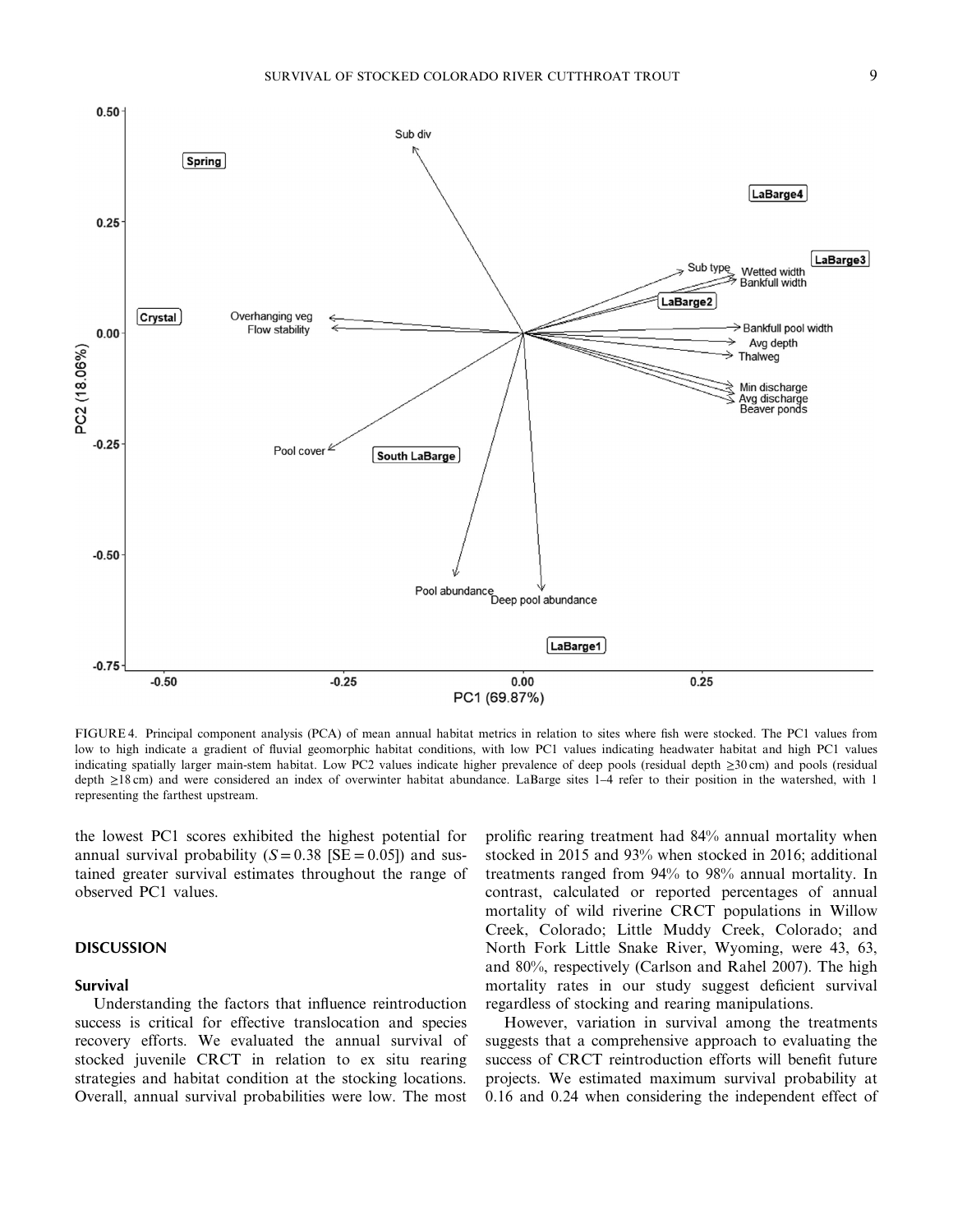FIGURE 4. Principal component analysis (PCA) of mean annual habitat metrics in relation to sites where fish were stocked. The PC1 values from low to high indicate a gradient of fluvial geomorphic habitat conditions, with low PC1 values indicating headwater habitat and high PC1 values indicating spatially larger main-stem habitat. Low PC2 values indicate higher prevalence of deep pools (residual depth ≥30 cm) and pools (residual depth ≥18 cm) and were considered an index of overwinter habitat abundance. LaBarge sites 1–4 refer to their position in the watershed, with 1 representing the farthest upstream.

the lowest PC1 scores exhibited the highest potential for annual survival probability ($S = 0.38$ [SE = 0.05]) and sustained greater survival estimates throughout the range of observed PC1 values.

## DISCUSSION

### Survival

Understanding the factors that influence reintroduction success is critical for effective translocation and species recovery efforts. We evaluated the annual survival of stocked juvenile CRCT in relation to ex situ rearing strategies and habitat condition at the stocking locations. Overall, annual survival probabilities were low. The most prolific rearing treatment had 84% annual mortality when stocked in 2015 and 93% when stocked in 2016; additional treatments ranged from 94% to 98% annual mortality. In contrast, calculated or reported percentages of annual mortality of wild riverine CRCT populations in Willow Creek, Colorado; Little Muddy Creek, Colorado; and North Fork Little Snake River, Wyoming, were 43, 63, and 80%, respectively (Carlson and Rahel 2007). The high mortality rates in our study suggest deficient survival regardless of stocking and rearing manipulations.

However, variation in survival among the treatments suggests that a comprehensive approach to evaluating the success of CRCT reintroduction efforts will benefit future projects. We estimated maximum survival probability at 0.16 and 0.24 when considering the independent effect of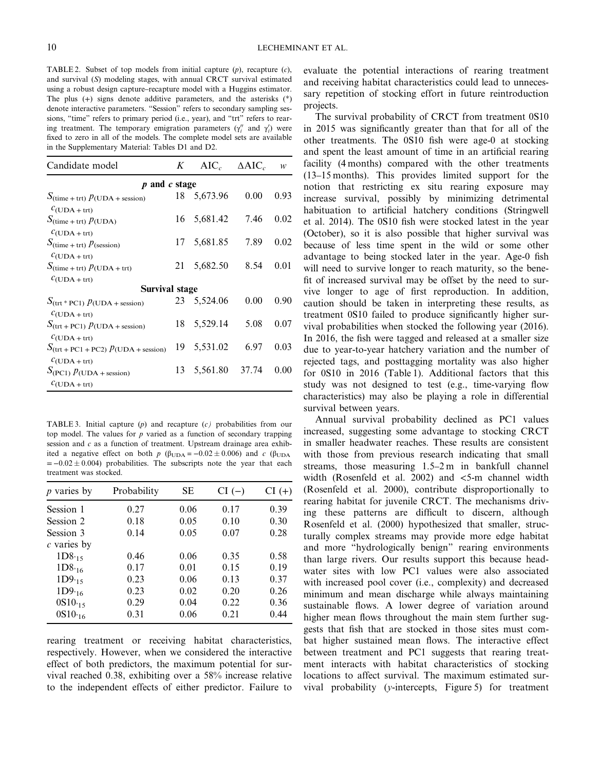TABLE 2. Subset of top models from initial capture ($p$), recapture ($c$), and survival ($S$) modeling stages, with annual CRCT survival estimated using a robust design capture–recapture model with a Huggins estimator. The plus (+) signs denote additive parameters, and the asterisks (*) denote interactive parameters. "Session" refers to secondary sampling sessions, "time" refers to primary period (i.e., year), and "trt" refers to rearing treatment. The temporary emigration parameters ($\gamma_i''$ and $\gamma_i'$) were fixed to zero in all of the models. The complete model sets are available in the Supplementary Material: Tables D1 and D2.

| Candidate model | $K$ | $AIC_c$ | $\Delta AIC_c$ | $w$ |
|---|---|---|---|---|
| ***p* and *c* stage** | | | | |
| $S_{(\text{time + trt})}\ p_{(\text{UDA + session})}\ c_{(\text{UDA + trt})}$ | 18 | 5,673.96 | 0.00 | 0.93 |
| $S_{(\text{time + trt})}\ p_{(\text{UDA})}\ c_{(\text{UDA + trt})}$ | 16 | 5,681.42 | 7.46 | 0.02 |
| $S_{(\text{time + trt})}\ p_{(\text{session})}\ c_{(\text{UDA + trt})}$ | 17 | 5,681.85 | 7.89 | 0.02 |
| $S_{(\text{time + trt})}\ p_{(\text{UDA + trt})}\ c_{(\text{UDA + trt})}$ | 21 | 5,682.50 | 8.54 | 0.01 |
| **Survival stage** | | | | |
| $S_{(\text{trt * PC1})}\ p_{(\text{UDA + session})}\ c_{(\text{UDA + trt})}$ | 23 | 5,524.06 | 0.00 | 0.90 |
| $S_{(\text{trt + PC1})}\ p_{(\text{UDA + session})}\ c_{(\text{UDA + trt})}$ | 18 | 5,529.14 | 5.08 | 0.07 |
| $S_{(\text{trt + PC1 + PC2})}\ p_{(\text{UDA + session})}\ c_{(\text{UDA + trt})}$ | 19 | 5,531.02 | 6.97 | 0.03 |
| $S_{(\text{PC1})}\ p_{(\text{UDA + session})}\ c_{(\text{UDA + trt})}$ | 13 | 5,561.80 | 37.74 | 0.00 |

TABLE 3. Initial capture ($p$) and recapture ($c$) probabilities from our top model. The values for $p$ varied as a function of secondary trapping session and $c$ as a function of treatment. Upstream drainage area exhibited a negative effect on both $p$ ($\beta_{\text{UDA}} = -0.02 \pm 0.006$) and $c$ ($\beta_{\text{UDA}} = -0.02 \pm 0.004$) probabilities. The subscripts note the year that each treatment was stocked.

| $p$ varies by | Probability | SE | CI (−) | CI (+) |
|---|---|---|---|---|
| Session 1 | 0.27 | 0.06 | 0.17 | 0.39 |
| Session 2 | 0.18 | 0.05 | 0.10 | 0.30 |
| Session 3 | 0.14 | 0.05 | 0.07 | 0.28 |
| $c$ varies by | | | | |
| $1D8_{'15}$ | 0.46 | 0.06 | 0.35 | 0.58 |
| $1D8_{'16}$ | 0.17 | 0.01 | 0.15 | 0.19 |
| $1D9_{'15}$ | 0.23 | 0.06 | 0.13 | 0.37 |
| $1D9_{'16}$ | 0.23 | 0.02 | 0.20 | 0.26 |
| $0S10_{'15}$ | 0.29 | 0.04 | 0.22 | 0.36 |
| $0S10_{'16}$ | 0.31 | 0.06 | 0.21 | 0.44 |

rearing treatment or receiving habitat characteristics, respectively. However, when we considered the interactive effect of both predictors, the maximum potential for survival reached 0.38, exhibiting over a 58% increase relative to the independent effects of either predictor. Failure to evaluate the potential interactions of rearing treatment and receiving habitat characteristics could lead to unnecessary repetition of stocking effort in future reintroduction projects.

The survival probability of CRCT from treatment 0S10 in 2015 was significantly greater than that for all of the other treatments. The 0S10 fish were age-0 at stocking and spent the least amount of time in an artificial rearing facility (4 months) compared with the other treatments (13–15 months). This provides limited support for the notion that restricting ex situ rearing exposure may increase survival, possibly by minimizing detrimental habituation to artificial hatchery conditions (Stringwell et al. 2014). The 0S10 fish were stocked latest in the year (October), so it is also possible that higher survival was because of less time spent in the wild or some other advantage to being stocked later in the year. Age-0 fish will need to survive longer to reach maturity, so the benefit of increased survival may be offset by the need to survive longer to age of first reproduction. In addition, caution should be taken in interpreting these results, as treatment 0S10 failed to produce significantly higher survival probabilities when stocked the following year (2016). In 2016, the fish were tagged and released at a smaller size due to year-to-year hatchery variation and the number of rejected tags, and posttagging mortality was also higher for 0S10 in 2016 (Table 1). Additional factors that this study was not designed to test (e.g., time-varying flow characteristics) may also be playing a role in differential survival between years.

Annual survival probability declined as PC1 values increased, suggesting some advantage to stocking CRCT in smaller headwater reaches. These results are consistent with those from previous research indicating that small streams, those measuring 1.5–2 m in bankfull channel width (Rosenfeld et al. 2002) and <5-m channel width (Rosenfeld et al. 2000), contribute disproportionally to rearing habitat for juvenile CRCT. The mechanisms driving these patterns are difficult to discern, although Rosenfeld et al. (2000) hypothesized that smaller, structurally complex streams may provide more edge habitat and more "hydrologically benign" rearing environments than large rivers. Our results support this because headwater sites with low PC1 values were also associated with increased pool cover (i.e., complexity) and decreased minimum and mean discharge while always maintaining sustainable flows. A lower degree of variation around higher mean flows throughout the main stem further suggests that fish that are stocked in those sites must combat higher sustained mean flows. The interactive effect between treatment and PC1 suggests that rearing treatment interacts with habitat characteristics of stocking locations to affect survival. The maximum estimated survival probability ($y$-intercepts, Figure 5) for treatment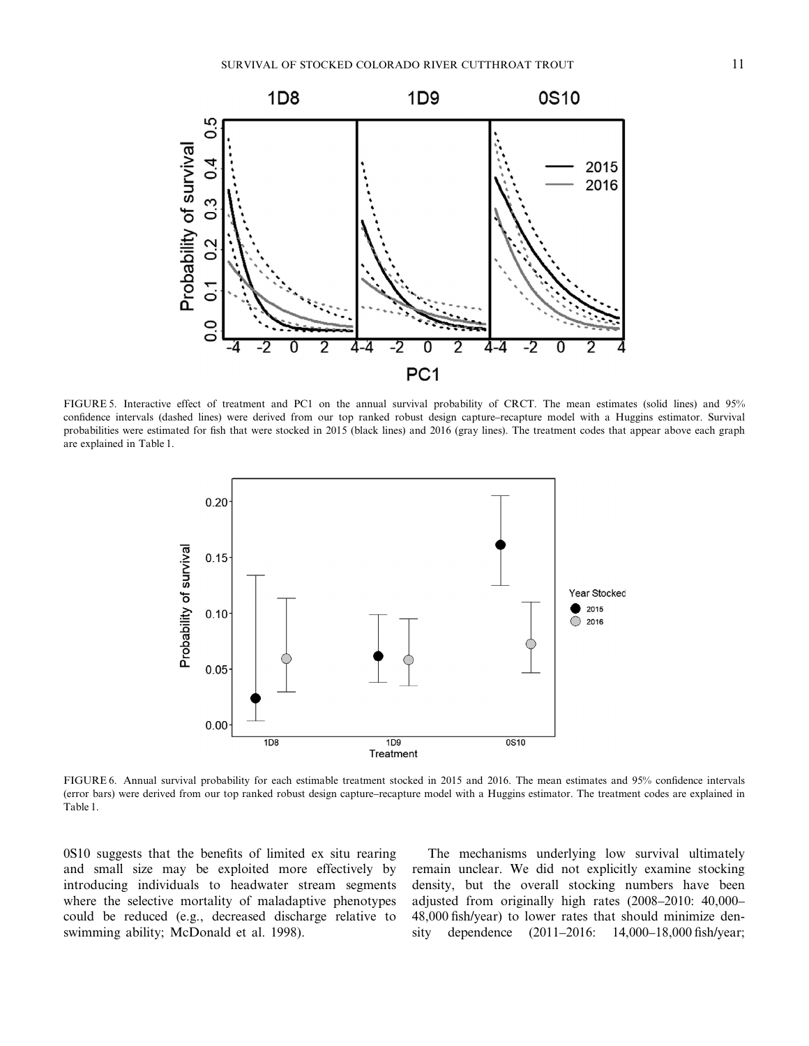FIGURE 5. Interactive effect of treatment and PC1 on the annual survival probability of CRCT. The mean estimates (solid lines) and 95% confidence intervals (dashed lines) were derived from our top ranked robust design capture–recapture model with a Huggins estimator. Survival probabilities were estimated for fish that were stocked in 2015 (black lines) and 2016 (gray lines). The treatment codes that appear above each graph are explained in Table 1.

FIGURE 6. Annual survival probability for each estimable treatment stocked in 2015 and 2016. The mean estimates and 95% confidence intervals (error bars) were derived from our top ranked robust design capture–recapture model with a Huggins estimator. The treatment codes are explained in Table 1.

0S10 suggests that the benefits of limited ex situ rearing and small size may be exploited more effectively by introducing individuals to headwater stream segments where the selective mortality of maladaptive phenotypes could be reduced (e.g., decreased discharge relative to swimming ability; McDonald et al. 1998).

The mechanisms underlying low survival ultimately remain unclear. We did not explicitly examine stocking density, but the overall stocking numbers have been adjusted from originally high rates (2008–2010: 40,000–48,000 fish/year) to lower rates that should minimize density dependence (2011–2016: 14,000–18,000 fish/year;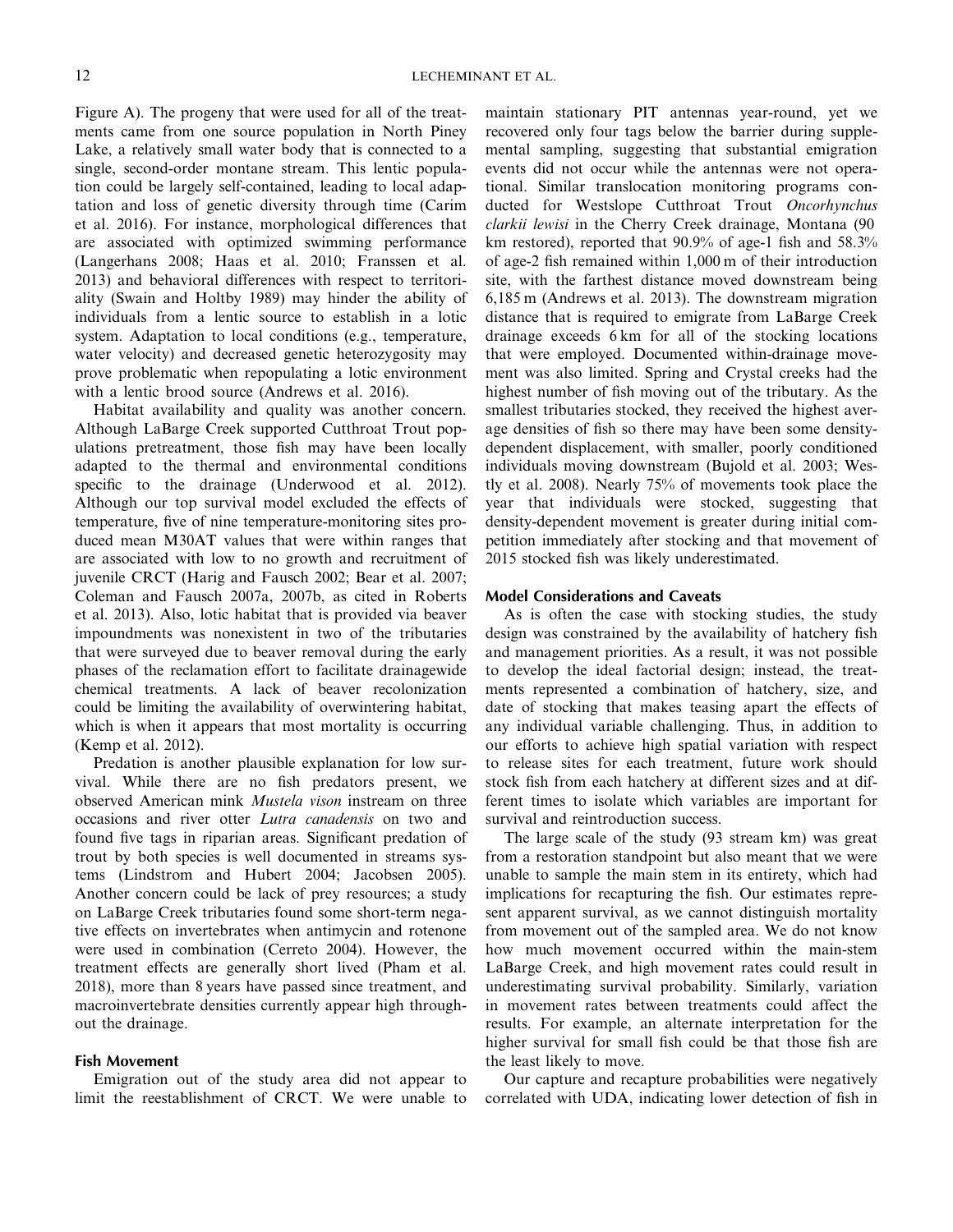Figure A). The progeny that were used for all of the treatments came from one source population in North Piney Lake, a relatively small water body that is connected to a single, second-order montane stream. This lentic population could be largely self-contained, leading to local adaptation and loss of genetic diversity through time (Carim et al. 2016). For instance, morphological differences that are associated with optimized swimming performance (Langerhans 2008; Haas et al. 2010; Franssen et al. 2013) and behavioral differences with respect to territoriality (Swain and Holtby 1989) may hinder the ability of individuals from a lentic source to establish in a lotic system. Adaptation to local conditions (e.g., temperature, water velocity) and decreased genetic heterozygosity may prove problematic when repopulating a lotic environment with a lentic brood source (Andrews et al. 2016).

Habitat availability and quality was another concern. Although LaBarge Creek supported Cutthroat Trout populations pretreatment, those fish may have been locally adapted to the thermal and environmental conditions specific to the drainage (Underwood et al. 2012). Although our top survival model excluded the effects of temperature, five of nine temperature-monitoring sites produced mean M30AT values that were within ranges that are associated with low to no growth and recruitment of juvenile CRCT (Harig and Fausch 2002; Bear et al. 2007; Coleman and Fausch 2007a, 2007b, as cited in Roberts et al. 2013). Also, lotic habitat that is provided via beaver impoundments was nonexistent in two of the tributaries that were surveyed due to beaver removal during the early phases of the reclamation effort to facilitate drainagewide chemical treatments. A lack of beaver recolonization could be limiting the availability of overwintering habitat, which is when it appears that most mortality is occurring (Kemp et al. 2012).

Predation is another plausible explanation for low survival. While there are no fish predators present, we observed American mink *Mustela vison* instream on three occasions and river otter *Lutra canadensis* on two and found five tags in riparian areas. Significant predation of trout by both species is well documented in streams systems (Lindstrom and Hubert 2004; Jacobsen 2005). Another concern could be lack of prey resources; a study on LaBarge Creek tributaries found some short-term negative effects on invertebrates when antimycin and rotenone were used in combination (Cerreto 2004). However, the treatment effects are generally short lived (Pham et al. 2018), more than 8 years have passed since treatment, and macroinvertebrate densities currently appear high throughout the drainage.

### Fish Movement

Emigration out of the study area did not appear to limit the reestablishment of CRCT. We were unable to maintain stationary PIT antennas year-round, yet we recovered only four tags below the barrier during supplemental sampling, suggesting that substantial emigration events did not occur while the antennas were not operational. Similar translocation monitoring programs conducted for Westslope Cutthroat Trout *Oncorhynchus clarkii lewisi* in the Cherry Creek drainage, Montana (90 km restored), reported that 90.9% of age-1 fish and 58.3% of age-2 fish remained within 1,000 m of their introduction site, with the farthest distance moved downstream being 6,185 m (Andrews et al. 2013). The downstream migration distance that is required to emigrate from LaBarge Creek drainage exceeds 6 km for all of the stocking locations that were employed. Documented within-drainage movement was also limited. Spring and Crystal creeks had the highest number of fish moving out of the tributary. As the smallest tributaries stocked, they received the highest average densities of fish so there may have been some density-dependent displacement, with smaller, poorly conditioned individuals moving downstream (Bujold et al. 2003; Westly et al. 2008). Nearly 75% of movements took place the year that individuals were stocked, suggesting that density-dependent movement is greater during initial competition immediately after stocking and that movement of 2015 stocked fish was likely underestimated.

### Model Considerations and Caveats

As is often the case with stocking studies, the study design was constrained by the availability of hatchery fish and management priorities. As a result, it was not possible to develop the ideal factorial design; instead, the treatments represented a combination of hatchery, size, and date of stocking that makes teasing apart the effects of any individual variable challenging. Thus, in addition to our efforts to achieve high spatial variation with respect to release sites for each treatment, future work should stock fish from each hatchery at different sizes and at different times to isolate which variables are important for survival and reintroduction success.

The large scale of the study (93 stream km) was great from a restoration standpoint but also meant that we were unable to sample the main stem in its entirety, which had implications for recapturing the fish. Our estimates represent apparent survival, as we cannot distinguish mortality from movement out of the sampled area. We do not know how much movement occurred within the main-stem LaBarge Creek, and high movement rates could result in underestimating survival probability. Similarly, variation in movement rates between treatments could affect the results. For example, an alternate interpretation for the higher survival for small fish could be that those fish are the least likely to move.

Our capture and recapture probabilities were negatively correlated with UDA, indicating lower detection of fish in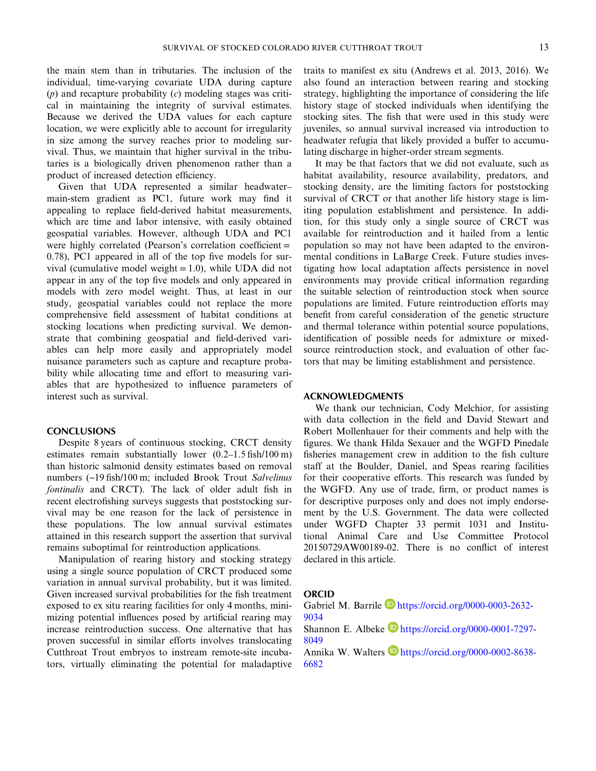the main stem than in tributaries. The inclusion of the individual, time-varying covariate UDA during capture ($p$) and recapture probability ($c$) modeling stages was critical in maintaining the integrity of survival estimates. Because we derived the UDA values for each capture location, we were explicitly able to account for irregularity in size among the survey reaches prior to modeling survival. Thus, we maintain that higher survival in the tributaries is a biologically driven phenomenon rather than a product of increased detection efficiency.

Given that UDA represented a similar headwater–main-stem gradient as PC1, future work may find it appealing to replace field-derived habitat measurements, which are time and labor intensive, with easily obtained geospatial variables. However, although UDA and PC1 were highly correlated (Pearson's correlation coefficient = 0.78), PC1 appeared in all of the top five models for survival (cumulative model weight = 1.0), while UDA did not appear in any of the top five models and only appeared in models with zero model weight. Thus, at least in our study, geospatial variables could not replace the more comprehensive field assessment of habitat conditions at stocking locations when predicting survival. We demonstrate that combining geospatial and field-derived variables can help more easily and appropriately model nuisance parameters such as capture and recapture probability while allocating time and effort to measuring variables that are hypothesized to influence parameters of interest such as survival.

## CONCLUSIONS

Despite 8 years of continuous stocking, CRCT density estimates remain substantially lower (0.2–1.5 fish/100 m) than historic salmonid density estimates based on removal numbers (~19 fish/100 m; included Brook Trout *Salvelinus fontinalis* and CRCT). The lack of older adult fish in recent electrofishing surveys suggests that poststocking survival may be one reason for the lack of persistence in these populations. The low annual survival estimates attained in this research support the assertion that survival remains suboptimal for reintroduction applications.

Manipulation of rearing history and stocking strategy using a single source population of CRCT produced some variation in annual survival probability, but it was limited. Given increased survival probabilities for the fish treatment exposed to ex situ rearing facilities for only 4 months, minimizing potential influences posed by artificial rearing may increase reintroduction success. One alternative that has proven successful in similar efforts involves translocating Cutthroat Trout embryos to instream remote-site incubators, virtually eliminating the potential for maladaptive traits to manifest ex situ (Andrews et al. 2013, 2016). We also found an interaction between rearing and stocking strategy, highlighting the importance of considering the life history stage of stocked individuals when identifying the stocking sites. The fish that were used in this study were juveniles, so annual survival increased via introduction to headwater refugia that likely provided a buffer to accumulating discharge in higher-order stream segments.

It may be that factors that we did not evaluate, such as habitat availability, resource availability, predators, and stocking density, are the limiting factors for poststocking survival of CRCT or that another life history stage is limiting population establishment and persistence. In addition, for this study only a single source of CRCT was available for reintroduction and it hailed from a lentic population so may not have been adapted to the environmental conditions in LaBarge Creek. Future studies investigating how local adaptation affects persistence in novel environments may provide critical information regarding the suitable selection of reintroduction stock when source populations are limited. Future reintroduction efforts may benefit from careful consideration of the genetic structure and thermal tolerance within potential source populations, identification of possible needs for admixture or mixed-source reintroduction stock, and evaluation of other factors that may be limiting establishment and persistence.

## ACKNOWLEDGMENTS

We thank our technician, Cody Melchior, for assisting with data collection in the field and David Stewart and Robert Mollenhauer for their comments and help with the figures. We thank Hilda Sexauer and the WGFD Pinedale fisheries management crew in addition to the fish culture staff at the Boulder, Daniel, and Speas rearing facilities for their cooperative efforts. This research was funded by the WGFD. Any use of trade, firm, or product names is for descriptive purposes only and does not imply endorsement by the U.S. Government. The data were collected under WGFD Chapter 33 permit 1031 and Institutional Animal Care and Use Committee Protocol 20150729AW00189-02. There is no conflict of interest declared in this article.

## ORCID

Gabriel M. Barrile https://orcid.org/0000-0003-2632-9034

Shannon E. Albeke https://orcid.org/0000-0001-7297-8049

Annika W. Walters https://orcid.org/0000-0002-8638-6682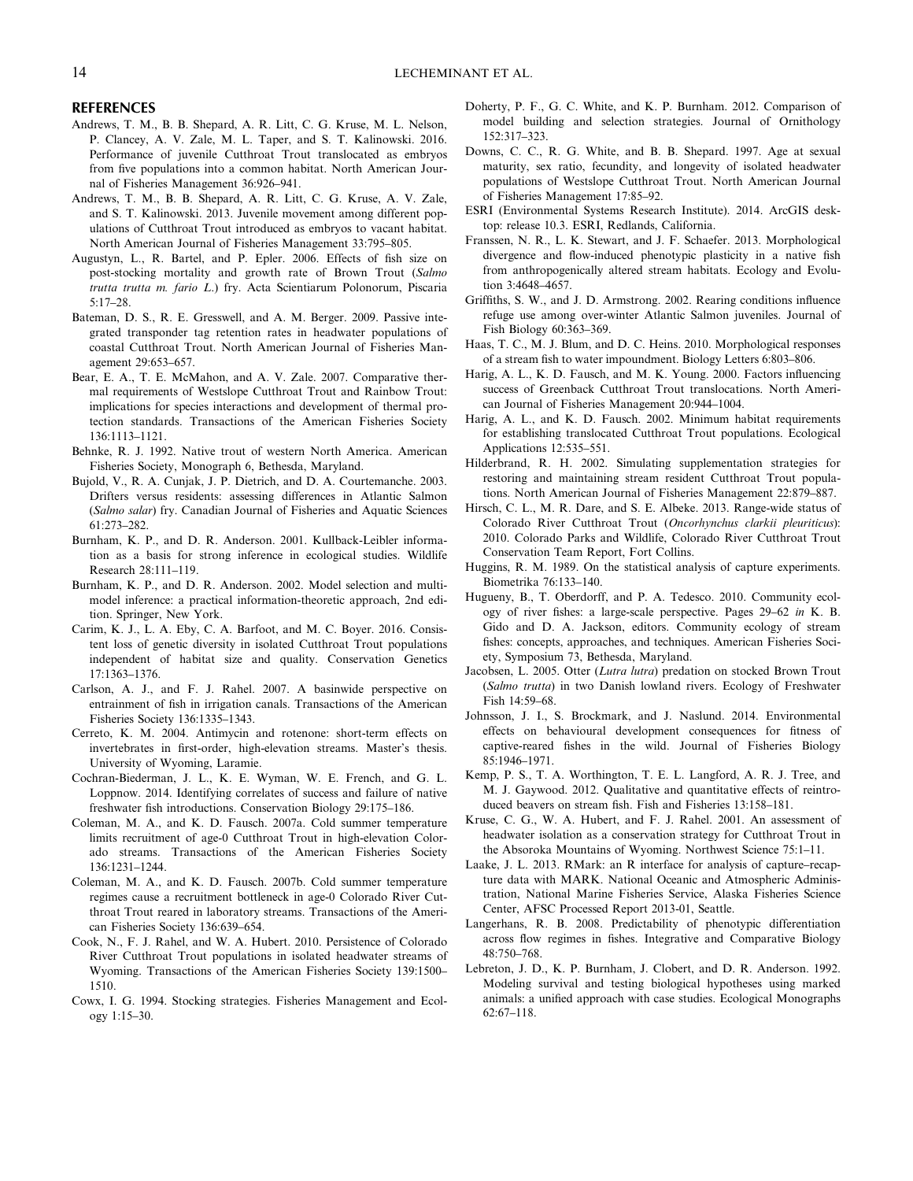## REFERENCES

Andrews, T. M., B. B. Shepard, A. R. Litt, C. G. Kruse, M. L. Nelson, P. Clancey, A. V. Zale, M. L. Taper, and S. T. Kalinowski. 2016. Performance of juvenile Cutthroat Trout translocated as embryos from five populations into a common habitat. North American Journal of Fisheries Management 36:926–941.

Andrews, T. M., B. B. Shepard, A. R. Litt, C. G. Kruse, A. V. Zale, and S. T. Kalinowski. 2013. Juvenile movement among different populations of Cutthroat Trout introduced as embryos to vacant habitat. North American Journal of Fisheries Management 33:795–805.

Augustyn, L., R. Bartel, and P. Epler. 2006. Effects of fish size on post-stocking mortality and growth rate of Brown Trout (*Salmo trutta trutta m. fario L.*) fry. Acta Scientiarum Polonorum, Piscaria 5:17–28.

Bateman, D. S., R. E. Gresswell, and A. M. Berger. 2009. Passive integrated transponder tag retention rates in headwater populations of coastal Cutthroat Trout. North American Journal of Fisheries Management 29:653–657.

Bear, E. A., T. E. McMahon, and A. V. Zale. 2007. Comparative thermal requirements of Westslope Cutthroat Trout and Rainbow Trout: implications for species interactions and development of thermal protection standards. Transactions of the American Fisheries Society 136:1113–1121.

Behnke, R. J. 1992. Native trout of western North America. American Fisheries Society, Monograph 6, Bethesda, Maryland.

Bujold, V., R. A. Cunjak, J. P. Dietrich, and D. A. Courtemanche. 2003. Drifters versus residents: assessing differences in Atlantic Salmon (*Salmo salar*) fry. Canadian Journal of Fisheries and Aquatic Sciences 61:273–282.

Burnham, K. P., and D. R. Anderson. 2001. Kullback-Leibler information as a basis for strong inference in ecological studies. Wildlife Research 28:111–119.

Burnham, K. P., and D. R. Anderson. 2002. Model selection and multimodel inference: a practical information-theoretic approach, 2nd edition. Springer, New York.

Carim, K. J., L. A. Eby, C. A. Barfoot, and M. C. Boyer. 2016. Consistent loss of genetic diversity in isolated Cutthroat Trout populations independent of habitat size and quality. Conservation Genetics 17:1363–1376.

Carlson, A. J., and F. J. Rahel. 2007. A basinwide perspective on entrainment of fish in irrigation canals. Transactions of the American Fisheries Society 136:1335–1343.

Cerreto, K. M. 2004. Antimycin and rotenone: short-term effects on invertebrates in first-order, high-elevation streams. Master's thesis. University of Wyoming, Laramie.

Cochran-Biederman, J. L., K. E. Wyman, W. E. French, and G. L. Loppnow. 2014. Identifying correlates of success and failure of native freshwater fish introductions. Conservation Biology 29:175–186.

Coleman, M. A., and K. D. Fausch. 2007a. Cold summer temperature limits recruitment of age-0 Cutthroat Trout in high-elevation Colorado streams. Transactions of the American Fisheries Society 136:1231–1244.

Coleman, M. A., and K. D. Fausch. 2007b. Cold summer temperature regimes cause a recruitment bottleneck in age-0 Colorado River Cutthroat Trout reared in laboratory streams. Transactions of the American Fisheries Society 136:639–654.

Cook, N., F. J. Rahel, and W. A. Hubert. 2010. Persistence of Colorado River Cutthroat Trout populations in isolated headwater streams of Wyoming. Transactions of the American Fisheries Society 139:1500–1510.

Cowx, I. G. 1994. Stocking strategies. Fisheries Management and Ecology 1:15–30.

Doherty, P. F., G. C. White, and K. P. Burnham. 2012. Comparison of model building and selection strategies. Journal of Ornithology 152:317–323.

Downs, C. C., R. G. White, and B. B. Shepard. 1997. Age at sexual maturity, sex ratio, fecundity, and longevity of isolated headwater populations of Westslope Cutthroat Trout. North American Journal of Fisheries Management 17:85–92.

ESRI (Environmental Systems Research Institute). 2014. ArcGIS desktop: release 10.3. ESRI, Redlands, California.

Franssen, N. R., L. K. Stewart, and J. F. Schaefer. 2013. Morphological divergence and flow-induced phenotypic plasticity in a native fish from anthropogenically altered stream habitats. Ecology and Evolution 3:4648–4657.

Griffiths, S. W., and J. D. Armstrong. 2002. Rearing conditions influence refuge use among over-winter Atlantic Salmon juveniles. Journal of Fish Biology 60:363–369.

Haas, T. C., M. J. Blum, and D. C. Heins. 2010. Morphological responses of a stream fish to water impoundment. Biology Letters 6:803–806.

Harig, A. L., K. D. Fausch, and M. K. Young. 2000. Factors influencing success of Greenback Cutthroat Trout translocations. North American Journal of Fisheries Management 20:944–1004.

Harig, A. L., and K. D. Fausch. 2002. Minimum habitat requirements for establishing translocated Cutthroat Trout populations. Ecological Applications 12:535–551.

Hilderbrand, R. H. 2002. Simulating supplementation strategies for restoring and maintaining stream resident Cutthroat Trout populations. North American Journal of Fisheries Management 22:879–887.

Hirsch, C. L., M. R. Dare, and S. E. Albeke. 2013. Range-wide status of Colorado River Cutthroat Trout (*Oncorhynchus clarkii pleuriticus*): 2010. Colorado Parks and Wildlife, Colorado River Cutthroat Trout Conservation Team Report, Fort Collins.

Huggins, R. M. 1989. On the statistical analysis of capture experiments. Biometrika 76:133–140.

Hugueny, B., T. Oberdorff, and P. A. Tedesco. 2010. Community ecology of river fishes: a large-scale perspective. Pages 29–62 *in* K. B. Gido and D. A. Jackson, editors. Community ecology of stream fishes: concepts, approaches, and techniques. American Fisheries Society, Symposium 73, Bethesda, Maryland.

Jacobsen, L. 2005. Otter (*Lutra lutra*) predation on stocked Brown Trout (*Salmo trutta*) in two Danish lowland rivers. Ecology of Freshwater Fish 14:59–68.

Johnsson, J. I., S. Brockmark, and J. Naslund. 2014. Environmental effects on behavioural development consequences for fitness of captive-reared fishes in the wild. Journal of Fisheries Biology 85:1946–1971.

Kemp, P. S., T. A. Worthington, T. E. L. Langford, A. R. J. Tree, and M. J. Gaywood. 2012. Qualitative and quantitative effects of reintroduced beavers on stream fish. Fish and Fisheries 13:158–181.

Kruse, C. G., W. A. Hubert, and F. J. Rahel. 2001. An assessment of headwater isolation as a conservation strategy for Cutthroat Trout in the Absoroka Mountains of Wyoming. Northwest Science 75:1–11.

Laake, J. L. 2013. RMark: an R interface for analysis of capture–recapture data with MARK. National Oceanic and Atmospheric Administration, National Marine Fisheries Service, Alaska Fisheries Science Center, AFSC Processed Report 2013-01, Seattle.

Langerhans, R. B. 2008. Predictability of phenotypic differentiation across flow regimes in fishes. Integrative and Comparative Biology 48:750–768.

Lebreton, J. D., K. P. Burnham, J. Clobert, and D. R. Anderson. 1992. Modeling survival and testing biological hypotheses using marked animals: a unified approach with case studies. Ecological Monographs 62:67–118.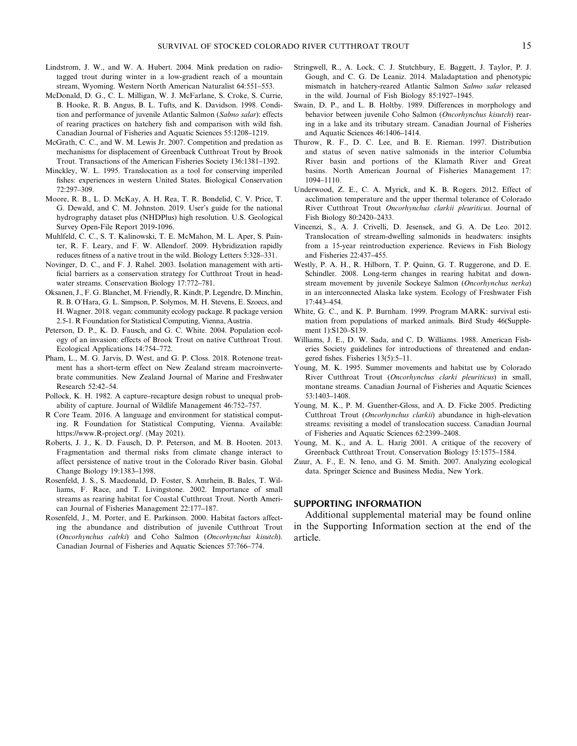Lindstrom, J. W., and W. A. Hubert. 2004. Mink predation on radio-tagged trout during winter in a low-gradient reach of a mountain stream, Wyoming. Western North American Naturalist 64:551–553.

McDonald, D. G., C. L. Milligan, W. J. McFarlane, S. Croke, S. Currie, B. Hooke, R. B. Angus, B. L. Tufts, and K. Davidson. 1998. Condition and performance of juvenile Atlantic Salmon (*Salmo salar*): effects of rearing practices on hatchery fish and comparison with wild fish. Canadian Journal of Fisheries and Aquatic Sciences 55:1208–1219.

McGrath, C. C., and W. M. Lewis Jr. 2007. Competition and predation as mechanisms for displacement of Greenback Cutthroat Trout by Brook Trout. Transactions of the American Fisheries Society 136:1381–1392.

Minckley, W. L. 1995. Translocation as a tool for conserving imperiled fishes: experiences in western United States. Biological Conservation 72:297–309.

Moore, R. B., L. D. McKay, A. H. Rea, T. R. Bondelid, C. V. Price, T. G. Dewald, and C. M. Johnston. 2019. User's guide for the national hydrography dataset plus (NHDPlus) high resolution. U.S. Geological Survey Open-File Report 2019-1096.

Muhlfeld, C. C., S. T. Kalinowski, T. E. McMahon, M. L. Aper, S. Painter, R. F. Leary, and F. W. Allendorf. 2009. Hybridization rapidly reduces fitness of a native trout in the wild. Biology Letters 5:328–331.

Novinger, D. C., and F. J. Rahel. 2003. Isolation management with artificial barriers as a conservation strategy for Cutthroat Trout in headwater streams. Conservation Biology 17:772–781.

Oksanen, J., F. G. Blanchet, M. Friendly, R. Kindt, P. Legendre, D. Minchin, R. B. O'Hara, G. L. Simpson, P. Solymos, M. H. Stevens, E. Szoecs, and H. Wagner. 2018. vegan: community ecology package. R package version 2.5-1. R Foundation for Statistical Computing, Vienna, Austria.

Peterson, D. P., K. D. Fausch, and G. C. White. 2004. Population ecology of an invasion: effects of Brook Trout on native Cutthroat Trout. Ecological Applications 14:754–772.

Pham, L., M. G. Jarvis, D. West, and G. P. Closs. 2018. Rotenone treatment has a short-term effect on New Zealand stream macroinvertebrate communities. New Zealand Journal of Marine and Freshwater Research 52:42–54.

Pollock, K. H. 1982. A capture–recapture design robust to unequal probability of capture. Journal of Wildlife Management 46:752–757.

R Core Team. 2016. A language and environment for statistical computing. R Foundation for Statistical Computing, Vienna. Available: https://www.R-project.org/. (May 2021).

Roberts, J. J., K. D. Fausch, D. P. Peterson, and M. B. Hooten. 2013. Fragmentation and thermal risks from climate change interact to affect persistence of native trout in the Colorado River basin. Global Change Biology 19:1383–1398.

Rosenfeld, J. S., S. Macdonald, D. Foster, S. Amrhein, B. Bales, T. Williams, F. Race, and T. Livingstone. 2002. Importance of small streams as rearing habitat for Coastal Cutthroat Trout. North American Journal of Fisheries Management 22:177–187.

Rosenfeld, J., M. Porter, and E. Parkinson. 2000. Habitat factors affecting the abundance and distribution of juvenile Cutthroat Trout (*Oncorhynchus calrki*) and Coho Salmon (*Oncorhynchus kisutch*). Canadian Journal of Fisheries and Aquatic Sciences 57:766–774.

Stringwell, R., A. Lock, C. J. Stutchbury, E. Baggett, J. Taylor, P. J. Gough, and C. G. De Leaniz. 2014. Maladaptation and phenotypic mismatch in hatchery-reared Atlantic Salmon *Salmo salar* released in the wild. Journal of Fish Biology 85:1927–1945.

Swain, D. P., and L. B. Holtby. 1989. Differences in morphology and behavior between juvenile Coho Salmon (*Oncorhynchus kisutch*) rearing in a lake and its tributary stream. Canadian Journal of Fisheries and Aquatic Sciences 46:1406–1414.

Thurow, R. F., D. C. Lee, and B. E. Rieman. 1997. Distribution and status of seven native salmonids in the interior Columbia River basin and portions of the Klamath River and Great basins. North American Journal of Fisheries Management 17: 1094–1110.

Underwood, Z. E., C. A. Myrick, and K. B. Rogers. 2012. Effect of acclimation temperature and the upper thermal tolerance of Colorado River Cutthroat Trout *Oncorhynchus clarkii pleuriticus*. Journal of Fish Biology 80:2420–2433.

Vincenzi, S., A. J. Crivelli, D. Jesensek, and G. A. De Leo. 2012. Translocation of stream-dwelling salmonids in headwaters: insights from a 15-year reintroduction experience. Reviews in Fish Biology and Fisheries 22:437–455.

Westly, P. A. H., R. Hilborn, T. P. Quinn, G. T. Ruggerone, and D. E. Schindler. 2008. Long-term changes in rearing habitat and downstream movement by juvenile Sockeye Salmon (*Oncorhynchus nerka*) in an interconnected Alaska lake system. Ecology of Freshwater Fish 17:443–454.

White, G. C., and K. P. Burnham. 1999. Program MARK: survival estimation from populations of marked animals. Bird Study 46(Supplement 1):S120–S139.

Williams, J. E., D. W. Sada, and C. D. Williams. 1988. American Fisheries Society guidelines for introductions of threatened and endangered fishes. Fisheries 13(5):5–11.

Young, M. K. 1995. Summer movements and habitat use by Colorado River Cutthroat Trout (*Oncorhynchus clarki pleuriticus*) in small, montane streams. Canadian Journal of Fisheries and Aquatic Sciences 53:1403–1408.

Young, M. K., P. M. Guenther-Gloss, and A. D. Ficke 2005. Predicting Cutthroat Trout (*Oncorhynchus clarkii*) abundance in high-elevation streams: revisiting a model of translocation success. Canadian Journal of Fisheries and Aquatic Sciences 62:2399–2408.

Young, M. K., and A. L. Harig 2001. A critique of the recovery of Greenback Cutthroat Trout. Conservation Biology 15:1575–1584.

Zuur, A. F., E. N. Ieno, and G. M. Smith. 2007. Analyzing ecological data. Springer Science and Business Media, New York.

## SUPPORTING INFORMATION

Additional supplemental material may be found online in the Supporting Information section at the end of the article.